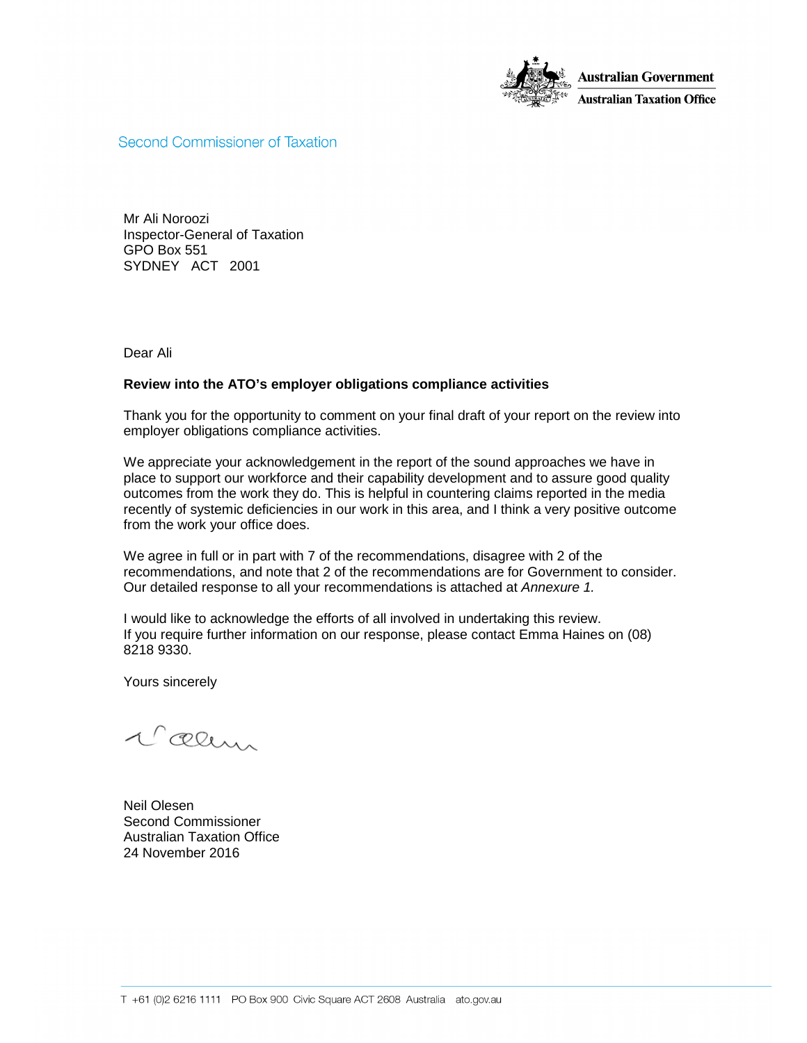Australian Government
Australian Taxation Office

Second Commissioner of Taxation

Mr Ali Noroozi
Inspector-General of Taxation
GPO Box 551
SYDNEY ACT 2001

Dear Ali

**Review into the ATO's employer obligations compliance activities**

Thank you for the opportunity to comment on your final draft of your report on the review into employer obligations compliance activities.

We appreciate your acknowledgement in the report of the sound approaches we have in place to support our workforce and their capability development and to assure good quality outcomes from the work they do. This is helpful in countering claims reported in the media recently of systemic deficiencies in our work in this area, and I think a very positive outcome from the work your office does.

We agree in full or in part with 7 of the recommendations, disagree with 2 of the recommendations, and note that 2 of the recommendations are for Government to consider. Our detailed response to all your recommendations is attached at *Annexure 1.*

I would like to acknowledge the efforts of all involved in undertaking this review. If you require further information on our response, please contact Emma Haines on (08) 8218 9330.

Yours sincerely

Neil Olesen
Second Commissioner
Australian Taxation Office
24 November 2016

T +61 (0)2 6216 1111 PO Box 900 Civic Square ACT 2608 Australia ato.gov.au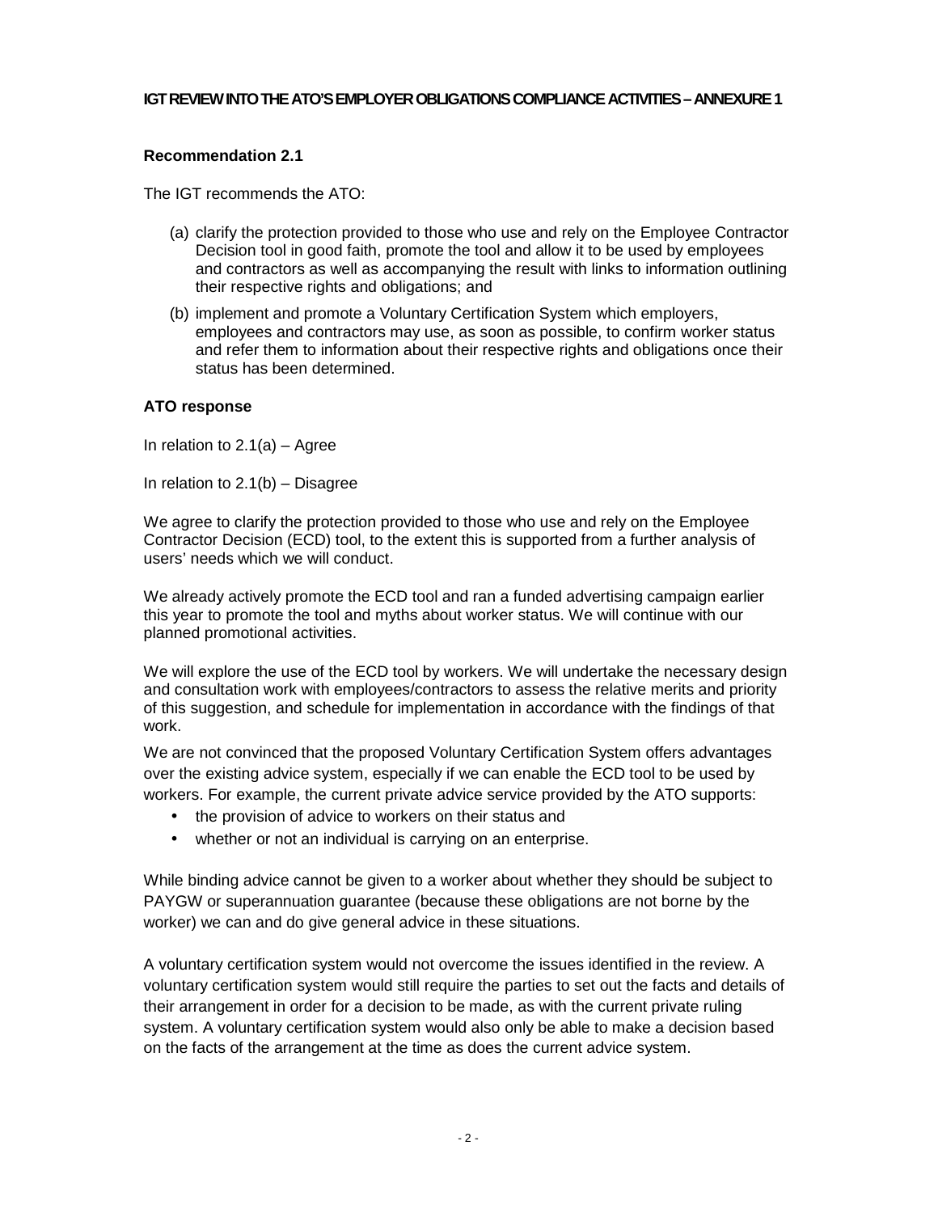**IGT REVIEW INTO THE ATO'S EMPLOYER OBLIGATIONS COMPLIANCE ACTIVITIES – ANNEXURE 1**

**Recommendation 2.1**

The IGT recommends the ATO:

(a) clarify the protection provided to those who use and rely on the Employee Contractor Decision tool in good faith, promote the tool and allow it to be used by employees and contractors as well as accompanying the result with links to information outlining their respective rights and obligations; and

(b) implement and promote a Voluntary Certification System which employers, employees and contractors may use, as soon as possible, to confirm worker status and refer them to information about their respective rights and obligations once their status has been determined.

**ATO response**

In relation to 2.1(a) – Agree

In relation to 2.1(b) – Disagree

We agree to clarify the protection provided to those who use and rely on the Employee Contractor Decision (ECD) tool, to the extent this is supported from a further analysis of users' needs which we will conduct.

We already actively promote the ECD tool and ran a funded advertising campaign earlier this year to promote the tool and myths about worker status. We will continue with our planned promotional activities.

We will explore the use of the ECD tool by workers. We will undertake the necessary design and consultation work with employees/contractors to assess the relative merits and priority of this suggestion, and schedule for implementation in accordance with the findings of that work.

We are not convinced that the proposed Voluntary Certification System offers advantages over the existing advice system, especially if we can enable the ECD tool to be used by workers. For example, the current private advice service provided by the ATO supports:

- the provision of advice to workers on their status and
- whether or not an individual is carrying on an enterprise.

While binding advice cannot be given to a worker about whether they should be subject to PAYGW or superannuation guarantee (because these obligations are not borne by the worker) we can and do give general advice in these situations.

A voluntary certification system would not overcome the issues identified in the review. A voluntary certification system would still require the parties to set out the facts and details of their arrangement in order for a decision to be made, as with the current private ruling system. A voluntary certification system would also only be able to make a decision based on the facts of the arrangement at the time as does the current advice system.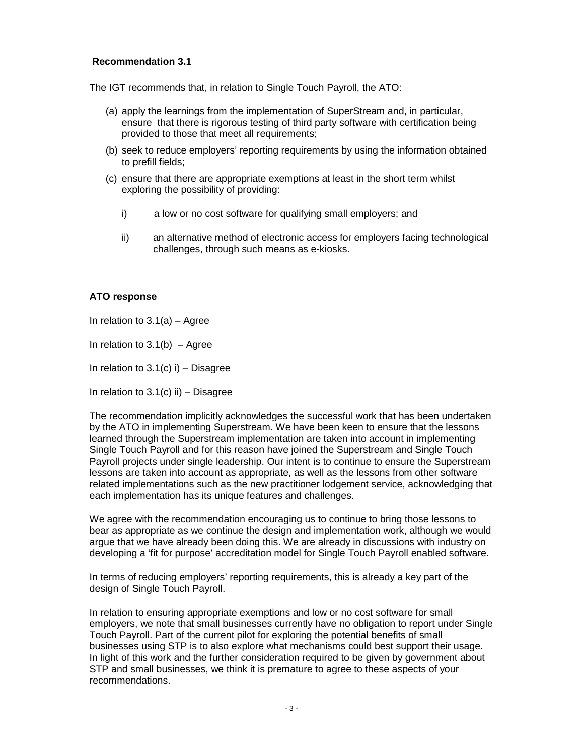**Recommendation 3.1**

The IGT recommends that, in relation to Single Touch Payroll, the ATO:

(a) apply the learnings from the implementation of SuperStream and, in particular, ensure that there is rigorous testing of third party software with certification being provided to those that meet all requirements;

(b) seek to reduce employers' reporting requirements by using the information obtained to prefill fields;

(c) ensure that there are appropriate exemptions at least in the short term whilst exploring the possibility of providing:

   i) a low or no cost software for qualifying small employers; and

   ii) an alternative method of electronic access for employers facing technological challenges, through such means as e-kiosks.

**ATO response**

In relation to 3.1(a) – Agree

In relation to 3.1(b) – Agree

In relation to 3.1(c) i) – Disagree

In relation to 3.1(c) ii) – Disagree

The recommendation implicitly acknowledges the successful work that has been undertaken by the ATO in implementing Superstream. We have been keen to ensure that the lessons learned through the Superstream implementation are taken into account in implementing Single Touch Payroll and for this reason have joined the Superstream and Single Touch Payroll projects under single leadership. Our intent is to continue to ensure the Superstream lessons are taken into account as appropriate, as well as the lessons from other software related implementations such as the new practitioner lodgement service, acknowledging that each implementation has its unique features and challenges.

We agree with the recommendation encouraging us to continue to bring those lessons to bear as appropriate as we continue the design and implementation work, although we would argue that we have already been doing this. We are already in discussions with industry on developing a 'fit for purpose' accreditation model for Single Touch Payroll enabled software.

In terms of reducing employers' reporting requirements, this is already a key part of the design of Single Touch Payroll.

In relation to ensuring appropriate exemptions and low or no cost software for small employers, we note that small businesses currently have no obligation to report under Single Touch Payroll. Part of the current pilot for exploring the potential benefits of small businesses using STP is to also explore what mechanisms could best support their usage. In light of this work and the further consideration required to be given by government about STP and small businesses, we think it is premature to agree to these aspects of your recommendations.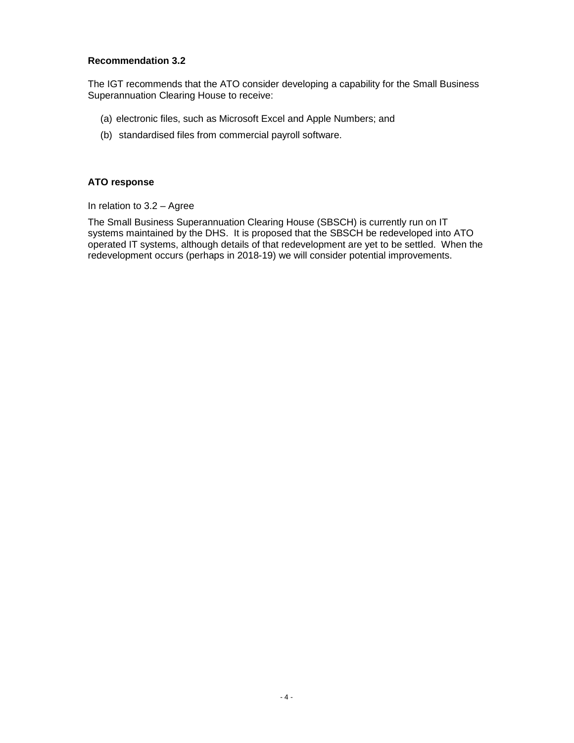**Recommendation 3.2**

The IGT recommends that the ATO consider developing a capability for the Small Business Superannuation Clearing House to receive:

(a) electronic files, such as Microsoft Excel and Apple Numbers; and

(b) standardised files from commercial payroll software.

**ATO response**

In relation to 3.2 – Agree

The Small Business Superannuation Clearing House (SBSCH) is currently run on IT systems maintained by the DHS. It is proposed that the SBSCH be redeveloped into ATO operated IT systems, although details of that redevelopment are yet to be settled. When the redevelopment occurs (perhaps in 2018-19) we will consider potential improvements.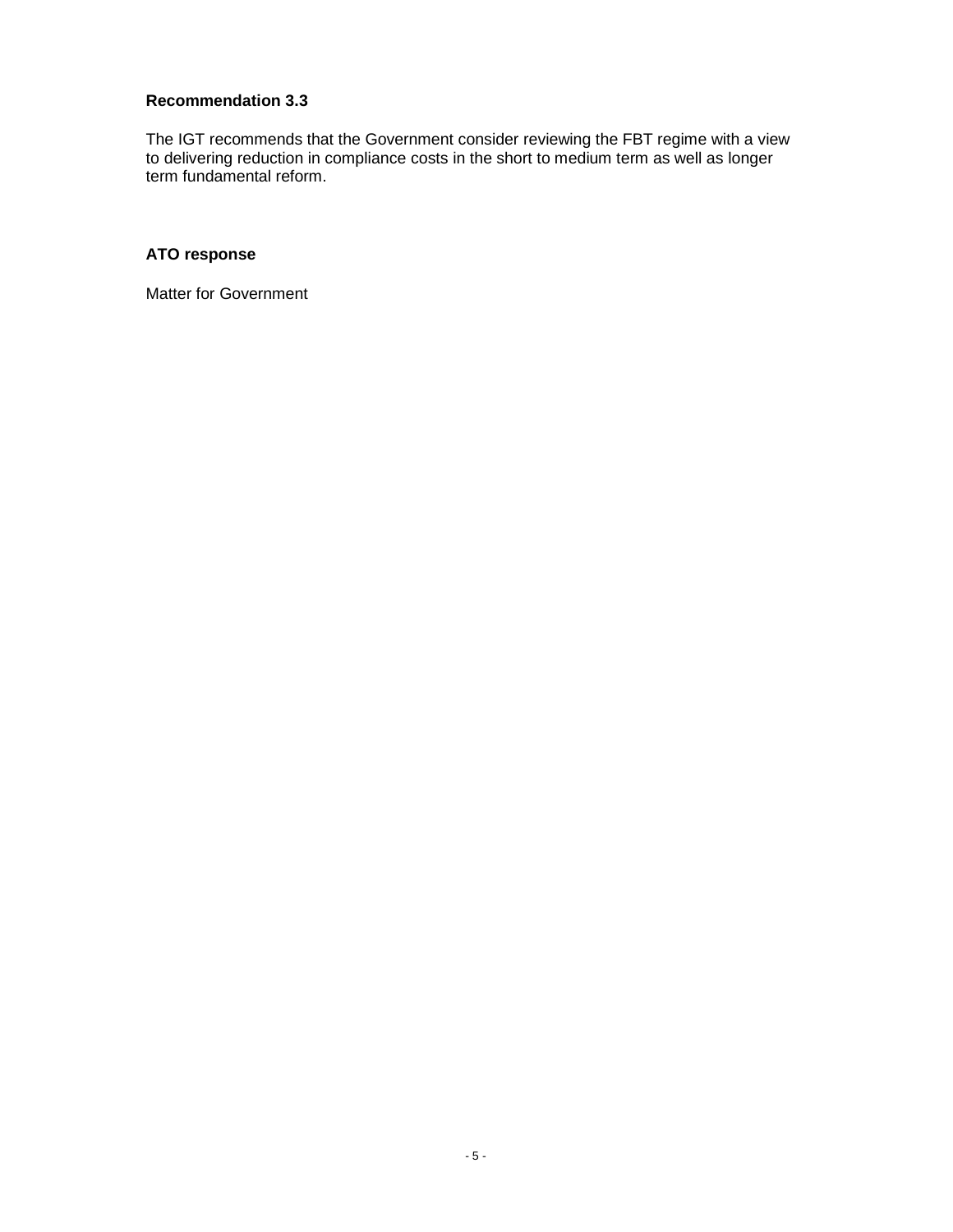**Recommendation 3.3**

The IGT recommends that the Government consider reviewing the FBT regime with a view to delivering reduction in compliance costs in the short to medium term as well as longer term fundamental reform.

**ATO response**

Matter for Government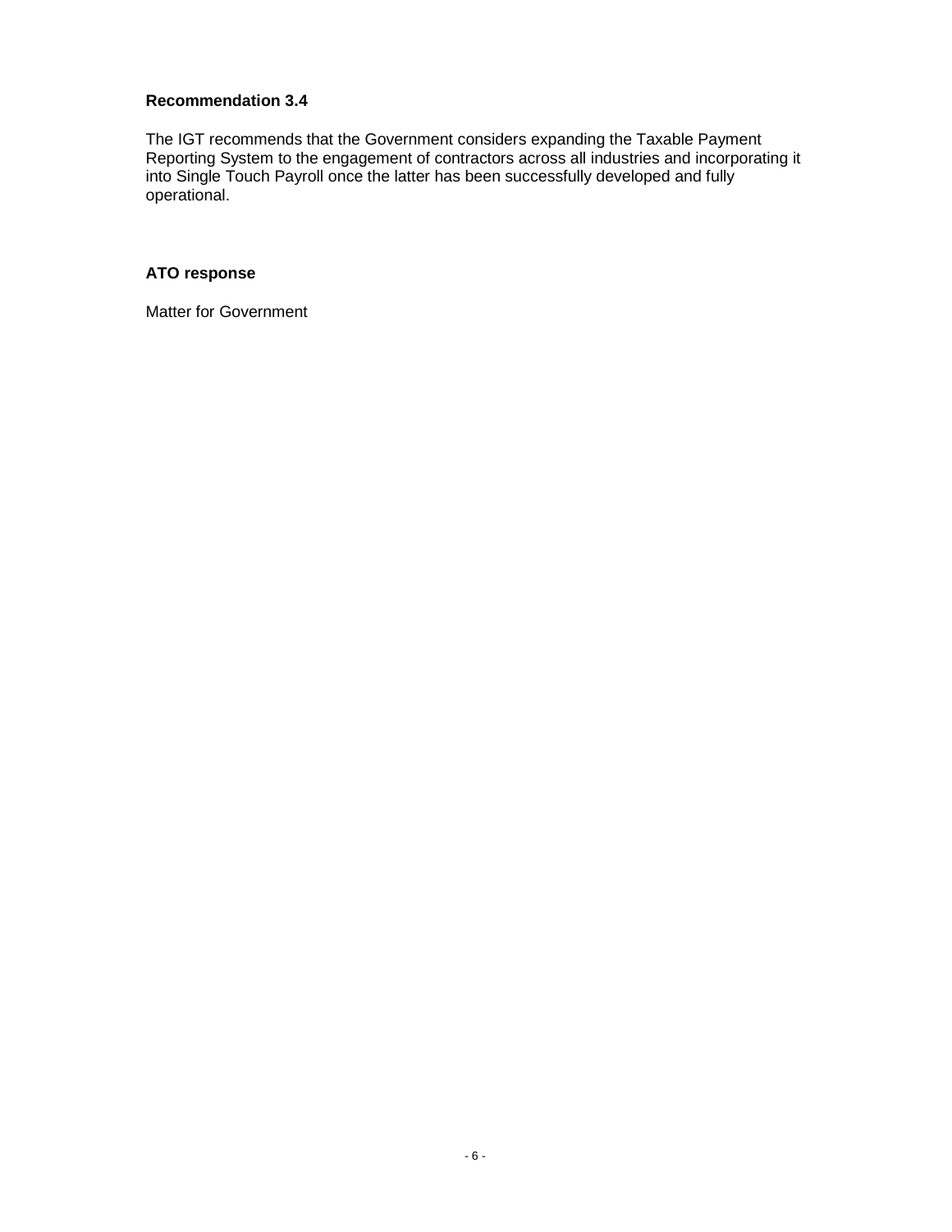**Recommendation 3.4**

The IGT recommends that the Government considers expanding the Taxable Payment Reporting System to the engagement of contractors across all industries and incorporating it into Single Touch Payroll once the latter has been successfully developed and fully operational.

**ATO response**

Matter for Government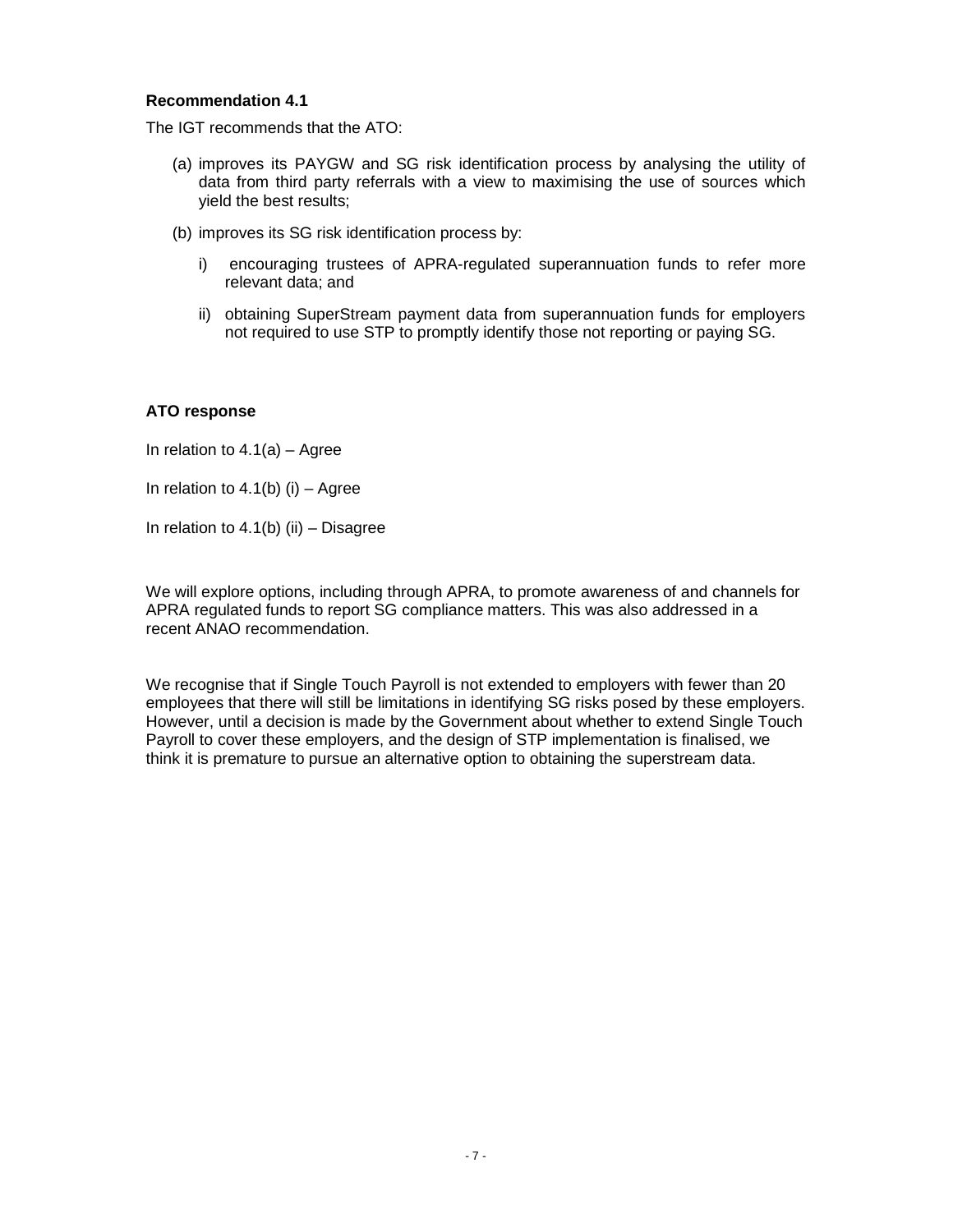**Recommendation 4.1**

The IGT recommends that the ATO:

(a) improves its PAYGW and SG risk identification process by analysing the utility of data from third party referrals with a view to maximising the use of sources which yield the best results;

(b) improves its SG risk identification process by:

   i) encouraging trustees of APRA-regulated superannuation funds to refer more relevant data; and

   ii) obtaining SuperStream payment data from superannuation funds for employers not required to use STP to promptly identify those not reporting or paying SG.

**ATO response**

In relation to 4.1(a) – Agree

In relation to 4.1(b) (i) – Agree

In relation to 4.1(b) (ii) – Disagree

We will explore options, including through APRA, to promote awareness of and channels for APRA regulated funds to report SG compliance matters. This was also addressed in a recent ANAO recommendation.

We recognise that if Single Touch Payroll is not extended to employers with fewer than 20 employees that there will still be limitations in identifying SG risks posed by these employers. However, until a decision is made by the Government about whether to extend Single Touch Payroll to cover these employers, and the design of STP implementation is finalised, we think it is premature to pursue an alternative option to obtaining the superstream data.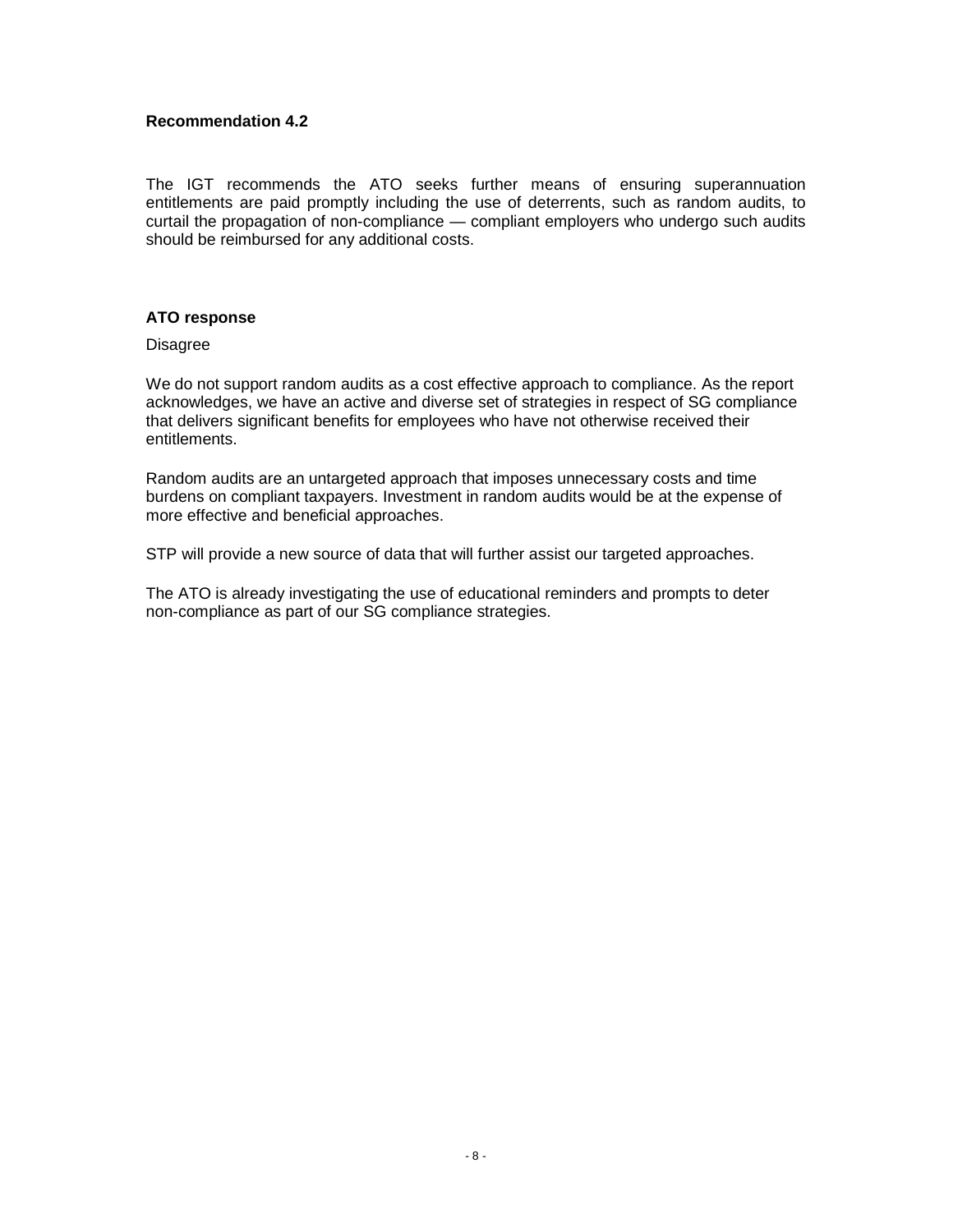**Recommendation 4.2**

The IGT recommends the ATO seeks further means of ensuring superannuation entitlements are paid promptly including the use of deterrents, such as random audits, to curtail the propagation of non-compliance — compliant employers who undergo such audits should be reimbursed for any additional costs.

**ATO response**

Disagree

We do not support random audits as a cost effective approach to compliance. As the report acknowledges, we have an active and diverse set of strategies in respect of SG compliance that delivers significant benefits for employees who have not otherwise received their entitlements.

Random audits are an untargeted approach that imposes unnecessary costs and time burdens on compliant taxpayers. Investment in random audits would be at the expense of more effective and beneficial approaches.

STP will provide a new source of data that will further assist our targeted approaches.

The ATO is already investigating the use of educational reminders and prompts to deter non-compliance as part of our SG compliance strategies.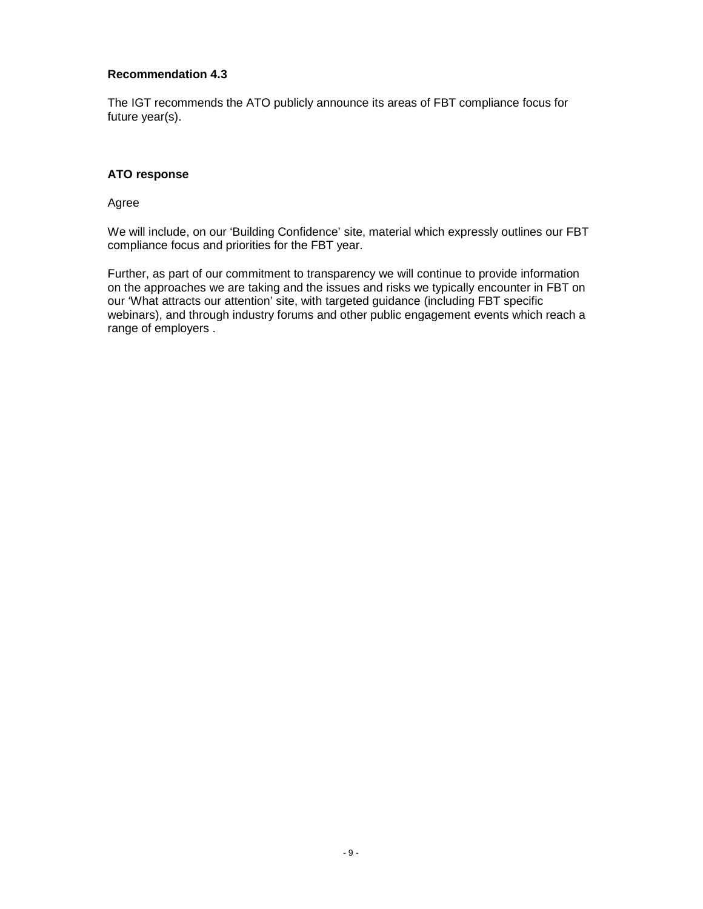**Recommendation 4.3**

The IGT recommends the ATO publicly announce its areas of FBT compliance focus for future year(s).

**ATO response**

Agree

We will include, on our 'Building Confidence' site, material which expressly outlines our FBT compliance focus and priorities for the FBT year.

Further, as part of our commitment to transparency we will continue to provide information on the approaches we are taking and the issues and risks we typically encounter in FBT on our 'What attracts our attention' site, with targeted guidance (including FBT specific webinars), and through industry forums and other public engagement events which reach a range of employers .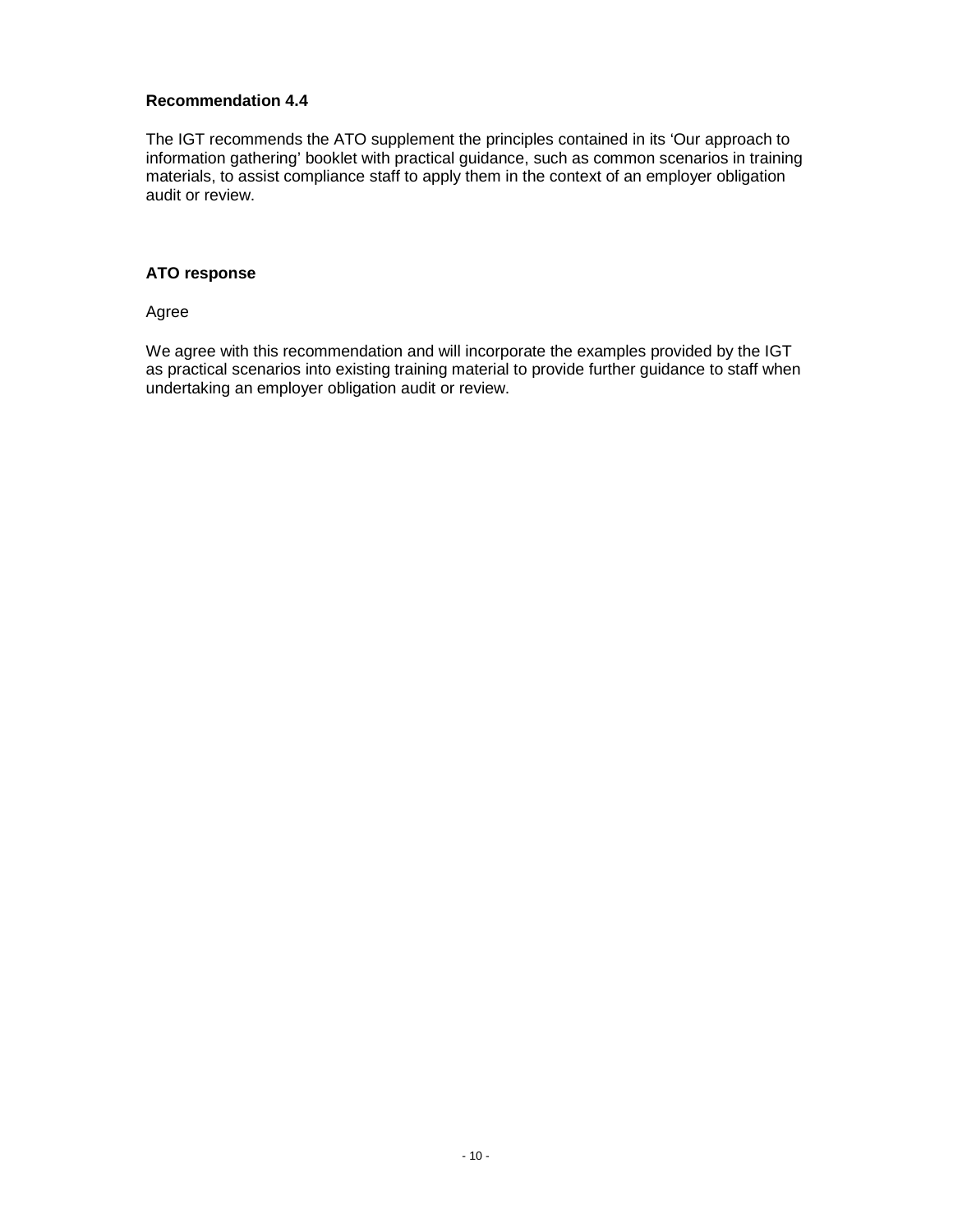**Recommendation 4.4**

The IGT recommends the ATO supplement the principles contained in its 'Our approach to information gathering' booklet with practical guidance, such as common scenarios in training materials, to assist compliance staff to apply them in the context of an employer obligation audit or review.

**ATO response**

Agree

We agree with this recommendation and will incorporate the examples provided by the IGT as practical scenarios into existing training material to provide further guidance to staff when undertaking an employer obligation audit or review.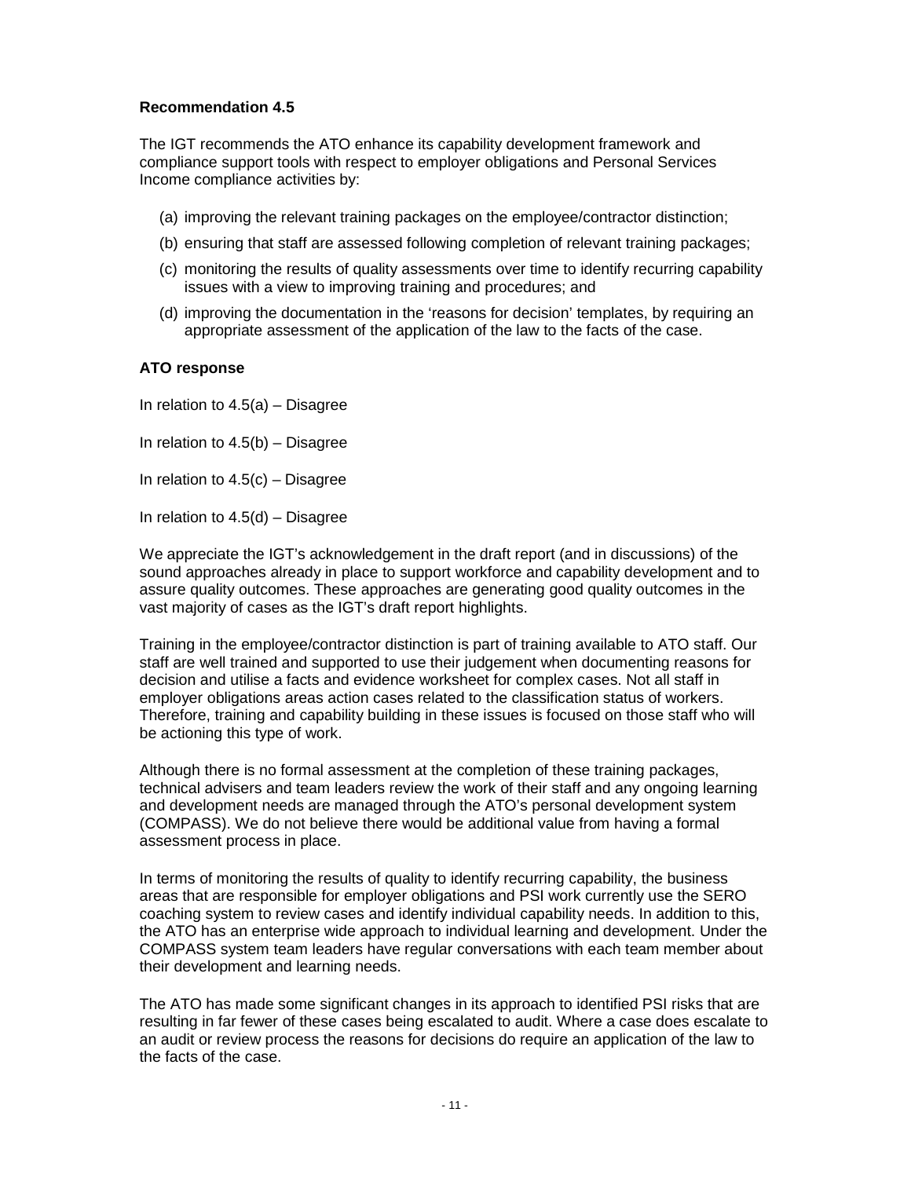**Recommendation 4.5**

The IGT recommends the ATO enhance its capability development framework and compliance support tools with respect to employer obligations and Personal Services Income compliance activities by:

(a) improving the relevant training packages on the employee/contractor distinction;

(b) ensuring that staff are assessed following completion of relevant training packages;

(c) monitoring the results of quality assessments over time to identify recurring capability issues with a view to improving training and procedures; and

(d) improving the documentation in the 'reasons for decision' templates, by requiring an appropriate assessment of the application of the law to the facts of the case.

**ATO response**

In relation to 4.5(a) – Disagree

In relation to 4.5(b) – Disagree

In relation to 4.5(c) – Disagree

In relation to 4.5(d) – Disagree

We appreciate the IGT's acknowledgement in the draft report (and in discussions) of the sound approaches already in place to support workforce and capability development and to assure quality outcomes. These approaches are generating good quality outcomes in the vast majority of cases as the IGT's draft report highlights.

Training in the employee/contractor distinction is part of training available to ATO staff. Our staff are well trained and supported to use their judgement when documenting reasons for decision and utilise a facts and evidence worksheet for complex cases. Not all staff in employer obligations areas action cases related to the classification status of workers. Therefore, training and capability building in these issues is focused on those staff who will be actioning this type of work.

Although there is no formal assessment at the completion of these training packages, technical advisers and team leaders review the work of their staff and any ongoing learning and development needs are managed through the ATO's personal development system (COMPASS). We do not believe there would be additional value from having a formal assessment process in place.

In terms of monitoring the results of quality to identify recurring capability, the business areas that are responsible for employer obligations and PSI work currently use the SERO coaching system to review cases and identify individual capability needs. In addition to this, the ATO has an enterprise wide approach to individual learning and development. Under the COMPASS system team leaders have regular conversations with each team member about their development and learning needs.

The ATO has made some significant changes in its approach to identified PSI risks that are resulting in far fewer of these cases being escalated to audit. Where a case does escalate to an audit or review process the reasons for decisions do require an application of the law to the facts of the case.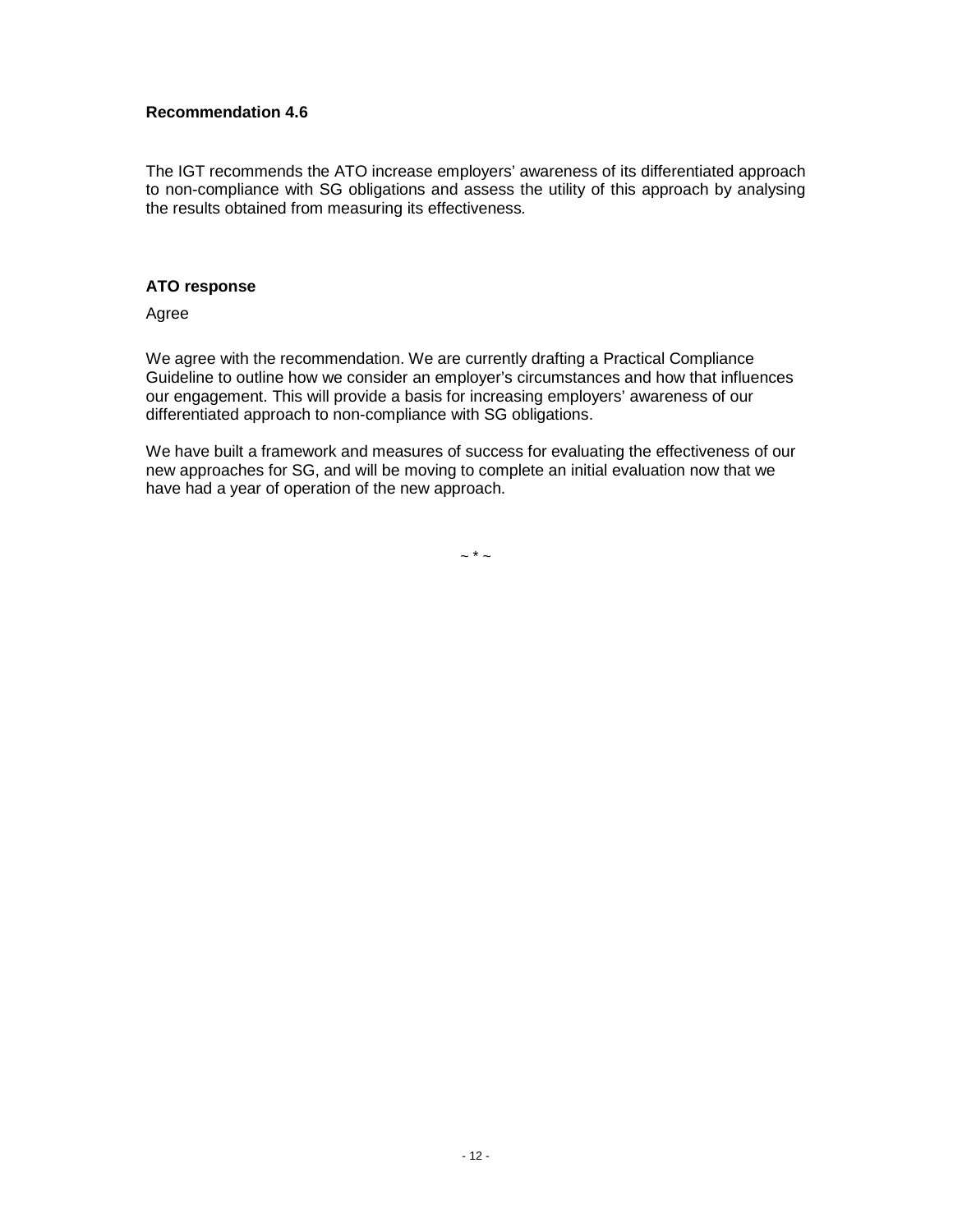**Recommendation 4.6**

The IGT recommends the ATO increase employers' awareness of its differentiated approach to non-compliance with SG obligations and assess the utility of this approach by analysing the results obtained from measuring its effectiveness.

**ATO response**

Agree

We agree with the recommendation. We are currently drafting a Practical Compliance Guideline to outline how we consider an employer's circumstances and how that influences our engagement. This will provide a basis for increasing employers' awareness of our differentiated approach to non-compliance with SG obligations.

We have built a framework and measures of success for evaluating the effectiveness of our new approaches for SG, and will be moving to complete an initial evaluation now that we have had a year of operation of the new approach.

~ * ~